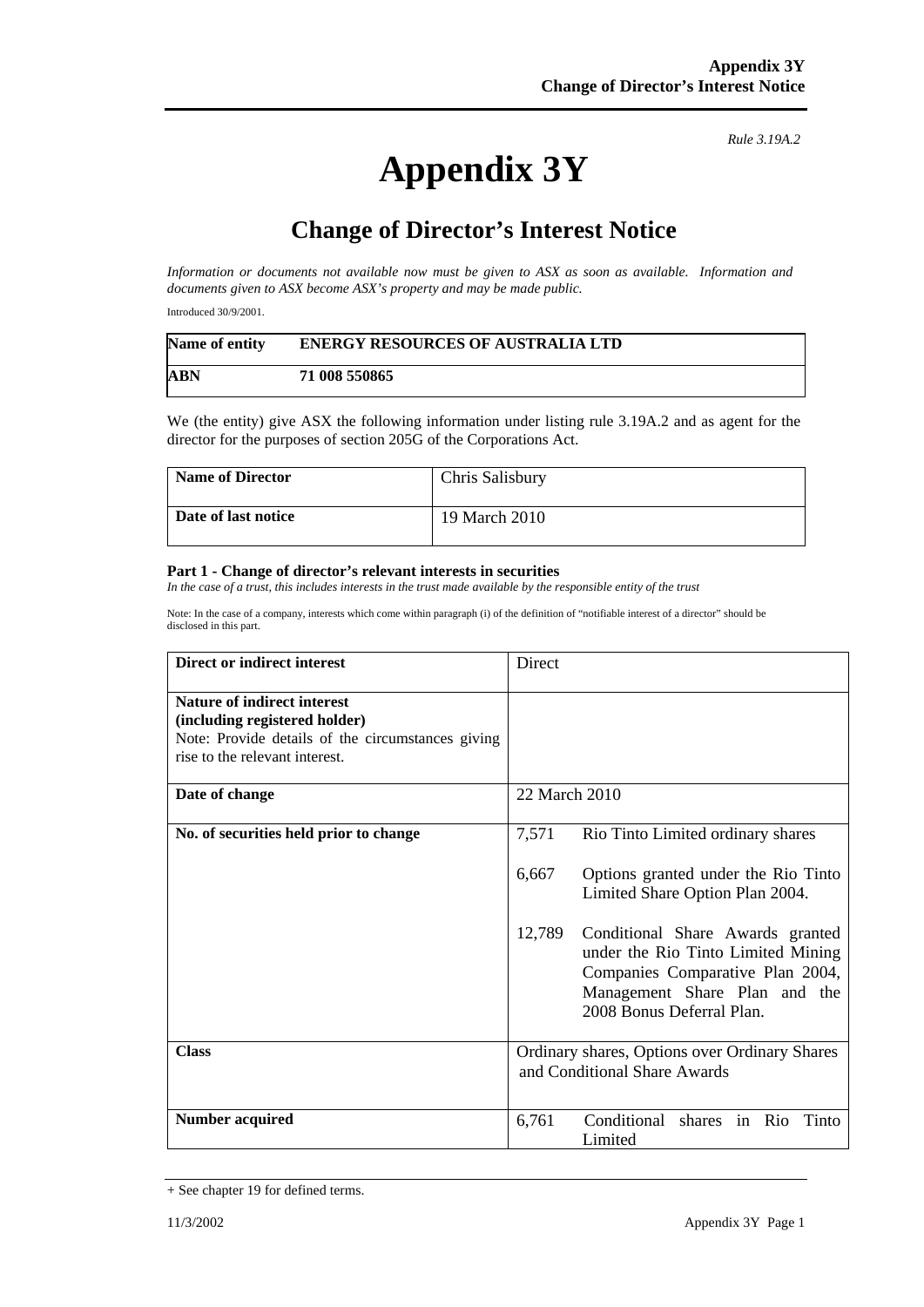*Rule 3.19A.2*

# Appendix 3Y

## Change of Director's Interest Notice

*Information or documents not available now must be given to ASX as soon as available. Information and documents given to ASX become ASX's property and may be made public.*

Introduced 30/9/2001.

| Name of entity | ENERGY RESOURCES OF AUSTRALIA LTD |
|---|---|
| **ABN** | **71 008 550865** |

We (the entity) give ASX the following information under listing rule 3.19A.2 and as agent for the director for the purposes of section 205G of the Corporations Act.

| Name of Director | Chris Salisbury |
|---|---|
| **Date of last notice** | 19 March 2010 |

**Part 1 - Change of director's relevant interests in securities**

*In the case of a trust, this includes interests in the trust made available by the responsible entity of the trust*

Note: In the case of a company, interests which come within paragraph (i) of the definition of "notifiable interest of a director" should be disclosed in this part.

| Direct or indirect interest | Direct |
|---|---|
| **Nature of indirect interest (including registered holder)** Note: Provide details of the circumstances giving rise to the relevant interest. | |
| **Date of change** | 22 March 2010 |
| **No. of securities held prior to change** | 7,571 Rio Tinto Limited ordinary shares<br><br>6,667 Options granted under the Rio Tinto Limited Share Option Plan 2004.<br><br>12,789 Conditional Share Awards granted under the Rio Tinto Limited Mining Companies Comparative Plan 2004, Management Share Plan and the 2008 Bonus Deferral Plan. |
| **Class** | Ordinary shares, Options over Ordinary Shares and Conditional Share Awards |
| **Number acquired** | 6,761 Conditional shares in Rio Tinto Limited |

+ See chapter 19 for defined terms.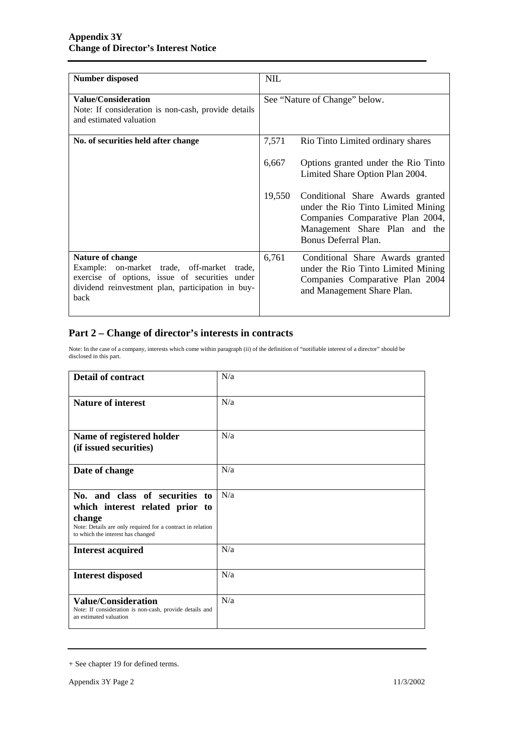| | |
|---|---|
| **Number disposed** | NIL |
| **Value/Consideration**<br>Note: If consideration is non-cash, provide details and estimated valuation | See "Nature of Change" below. |
| **No. of securities held after change** | 7,571 Rio Tinto Limited ordinary shares<br><br>6,667 Options granted under the Rio Tinto Limited Share Option Plan 2004.<br><br>19,550 Conditional Share Awards granted under the Rio Tinto Limited Mining Companies Comparative Plan 2004, Management Share Plan and the Bonus Deferral Plan. |
| **Nature of change**<br>Example: on-market trade, off-market trade, exercise of options, issue of securities under dividend reinvestment plan, participation in buy-back | 6,761 Conditional Share Awards granted under the Rio Tinto Limited Mining Companies Comparative Plan 2004 and Management Share Plan. |

## Part 2 – Change of director's interests in contracts

Note: In the case of a company, interests which come within paragraph (ii) of the definition of "notifiable interest of a director" should be disclosed in this part.

| | |
|---|---|
| **Detail of contract** | N/a |
| **Nature of interest** | N/a |
| **Name of registered holder (if issued securities)** | N/a |
| **Date of change** | N/a |
| **No. and class of securities to which interest related prior to change**<br>Note: Details are only required for a contract in relation to which the interest has changed | N/a |
| **Interest acquired** | N/a |
| **Interest disposed** | N/a |
| **Value/Consideration**<br>Note: If consideration is non-cash, provide details and an estimated valuation | N/a |

+ See chapter 19 for defined terms.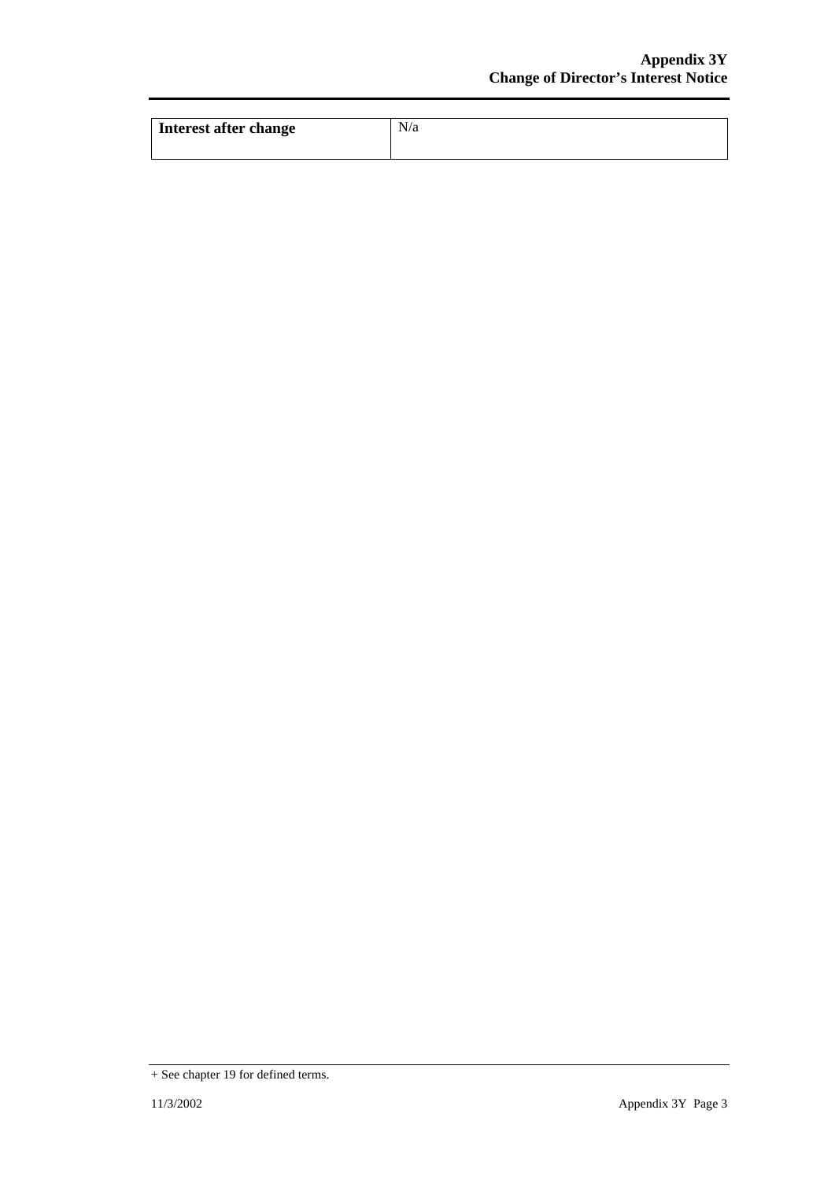| | |
|---|---|
| **Interest after change** | N/a |

+ See chapter 19 for defined terms.